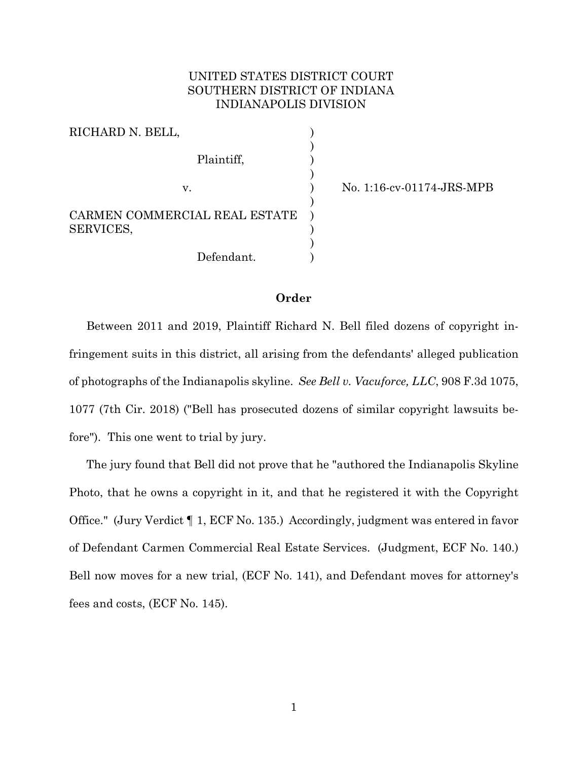UNITED STATES DISTRICT COURT
SOUTHERN DISTRICT OF INDIANA
INDIANAPOLIS DIVISION

| | | |
|---|---|---|
| RICHARD N. BELL, | ) | |
| | ) | |
| Plaintiff, | ) | |
| | ) | |
| v. | ) | No. 1:16-cv-01174-JRS-MPB |
| | ) | |
| CARMEN COMMERCIAL REAL ESTATE SERVICES, | ) | |
| | ) | |
| Defendant. | ) | |

**Order**

Between 2011 and 2019, Plaintiff Richard N. Bell filed dozens of copyright infringement suits in this district, all arising from the defendants' alleged publication of photographs of the Indianapolis skyline. *See Bell v. Vacuforce, LLC*, 908 F.3d 1075, 1077 (7th Cir. 2018) ("Bell has prosecuted dozens of similar copyright lawsuits before"). This one went to trial by jury.

The jury found that Bell did not prove that he "authored the Indianapolis Skyline Photo, that he owns a copyright in it, and that he registered it with the Copyright Office." (Jury Verdict ¶ 1, ECF No. 135.) Accordingly, judgment was entered in favor of Defendant Carmen Commercial Real Estate Services. (Judgment, ECF No. 140.) Bell now moves for a new trial, (ECF No. 141), and Defendant moves for attorney's fees and costs, (ECF No. 145).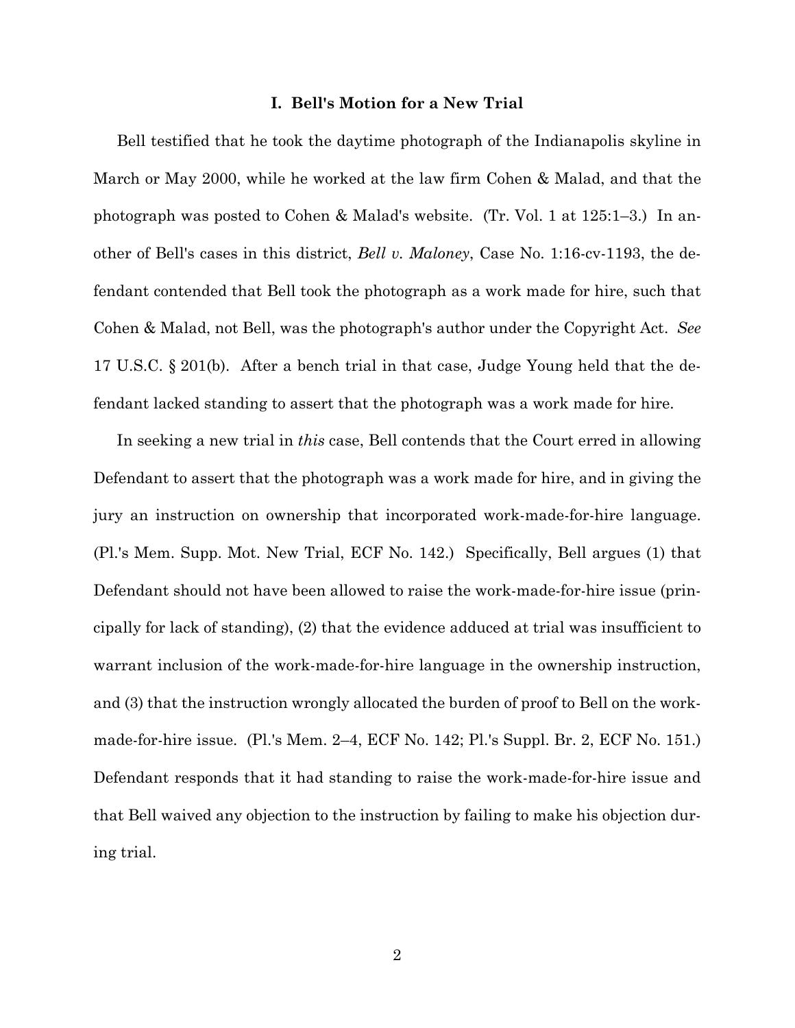## I. Bell's Motion for a New Trial

Bell testified that he took the daytime photograph of the Indianapolis skyline in March or May 2000, while he worked at the law firm Cohen & Malad, and that the photograph was posted to Cohen & Malad's website. (Tr. Vol. 1 at 125:1–3.) In another of Bell's cases in this district, *Bell v. Maloney*, Case No. 1:16-cv-1193, the defendant contended that Bell took the photograph as a work made for hire, such that Cohen & Malad, not Bell, was the photograph's author under the Copyright Act. *See* 17 U.S.C. § 201(b). After a bench trial in that case, Judge Young held that the defendant lacked standing to assert that the photograph was a work made for hire.

In seeking a new trial in *this* case, Bell contends that the Court erred in allowing Defendant to assert that the photograph was a work made for hire, and in giving the jury an instruction on ownership that incorporated work-made-for-hire language. (Pl.'s Mem. Supp. Mot. New Trial, ECF No. 142.) Specifically, Bell argues (1) that Defendant should not have been allowed to raise the work-made-for-hire issue (principally for lack of standing), (2) that the evidence adduced at trial was insufficient to warrant inclusion of the work-made-for-hire language in the ownership instruction, and (3) that the instruction wrongly allocated the burden of proof to Bell on the work-made-for-hire issue. (Pl.'s Mem. 2–4, ECF No. 142; Pl.'s Suppl. Br. 2, ECF No. 151.) Defendant responds that it had standing to raise the work-made-for-hire issue and that Bell waived any objection to the instruction by failing to make his objection during trial.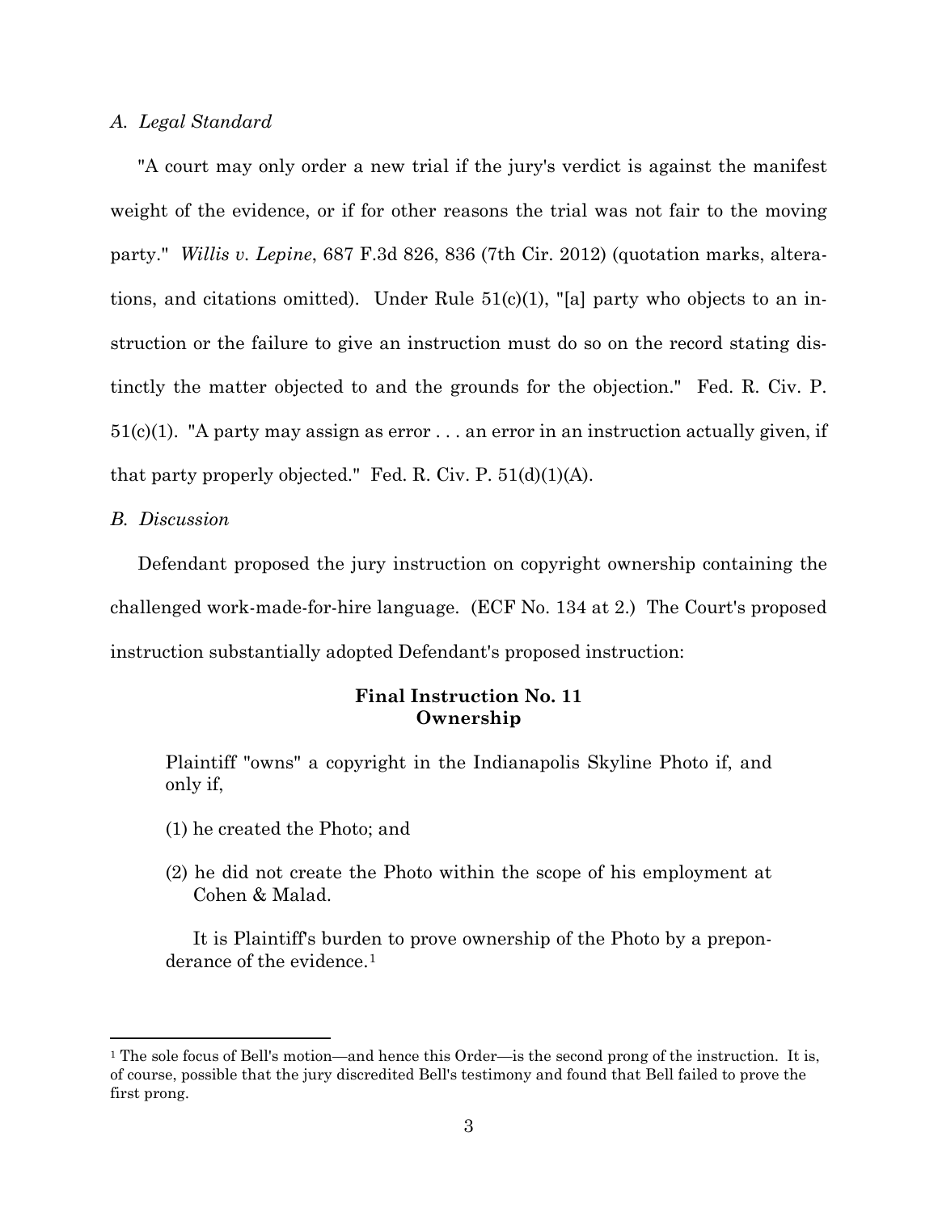*A. Legal Standard*

"A court may only order a new trial if the jury's verdict is against the manifest weight of the evidence, or if for other reasons the trial was not fair to the moving party." *Willis v. Lepine*, 687 F.3d 826, 836 (7th Cir. 2012) (quotation marks, alterations, and citations omitted). Under Rule 51(c)(1), "[a] party who objects to an instruction or the failure to give an instruction must do so on the record stating distinctly the matter objected to and the grounds for the objection." Fed. R. Civ. P. 51(c)(1). "A party may assign as error . . . an error in an instruction actually given, if that party properly objected." Fed. R. Civ. P. 51(d)(1)(A).

*B. Discussion*

Defendant proposed the jury instruction on copyright ownership containing the challenged work-made-for-hire language. (ECF No. 134 at 2.) The Court's proposed instruction substantially adopted Defendant's proposed instruction:

> **Final Instruction No. 11**
> **Ownership**
>
> Plaintiff "owns" a copyright in the Indianapolis Skyline Photo if, and only if,
>
> (1) he created the Photo; and
>
> (2) he did not create the Photo within the scope of his employment at Cohen & Malad.
>
> It is Plaintiff's burden to prove ownership of the Photo by a preponderance of the evidence.[1]

---

[1] The sole focus of Bell's motion—and hence this Order—is the second prong of the instruction. It is, of course, possible that the jury discredited Bell's testimony and found that Bell failed to prove the first prong.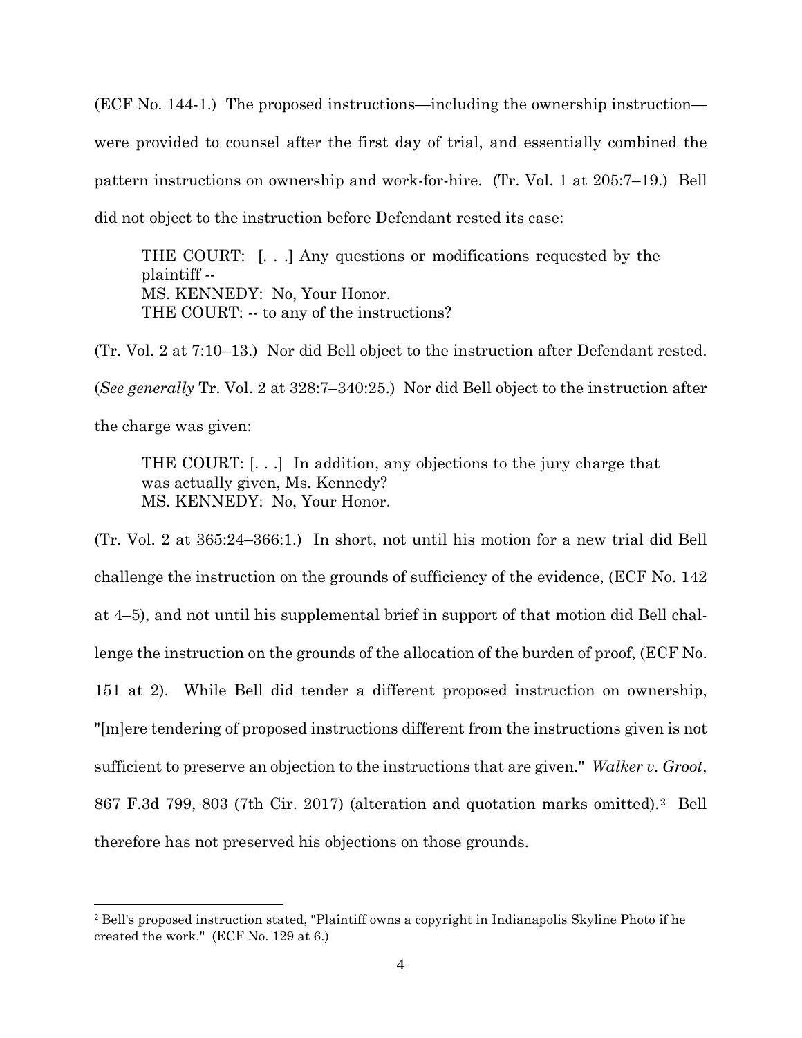(ECF No. 144-1.) The proposed instructions—including the ownership instruction—were provided to counsel after the first day of trial, and essentially combined the pattern instructions on ownership and work-for-hire. (Tr. Vol. 1 at 205:7–19.) Bell did not object to the instruction before Defendant rested its case:

> THE COURT: [. . .] Any questions or modifications requested by the plaintiff --
> MS. KENNEDY: No, Your Honor.
> THE COURT: -- to any of the instructions?

(Tr. Vol. 2 at 7:10–13.) Nor did Bell object to the instruction after Defendant rested. (*See generally* Tr. Vol. 2 at 328:7–340:25.) Nor did Bell object to the instruction after the charge was given:

> THE COURT: [. . .] In addition, any objections to the jury charge that was actually given, Ms. Kennedy?
> MS. KENNEDY: No, Your Honor.

(Tr. Vol. 2 at 365:24–366:1.) In short, not until his motion for a new trial did Bell challenge the instruction on the grounds of sufficiency of the evidence, (ECF No. 142 at 4–5), and not until his supplemental brief in support of that motion did Bell challenge the instruction on the grounds of the allocation of the burden of proof, (ECF No. 151 at 2). While Bell did tender a different proposed instruction on ownership, "[m]ere tendering of proposed instructions different from the instructions given is not sufficient to preserve an objection to the instructions that are given." *Walker v. Groot*, 867 F.3d 799, 803 (7th Cir. 2017) (alteration and quotation marks omitted).[2] Bell therefore has not preserved his objections on those grounds.

---

[2] Bell's proposed instruction stated, "Plaintiff owns a copyright in Indianapolis Skyline Photo if he created the work." (ECF No. 129 at 6.)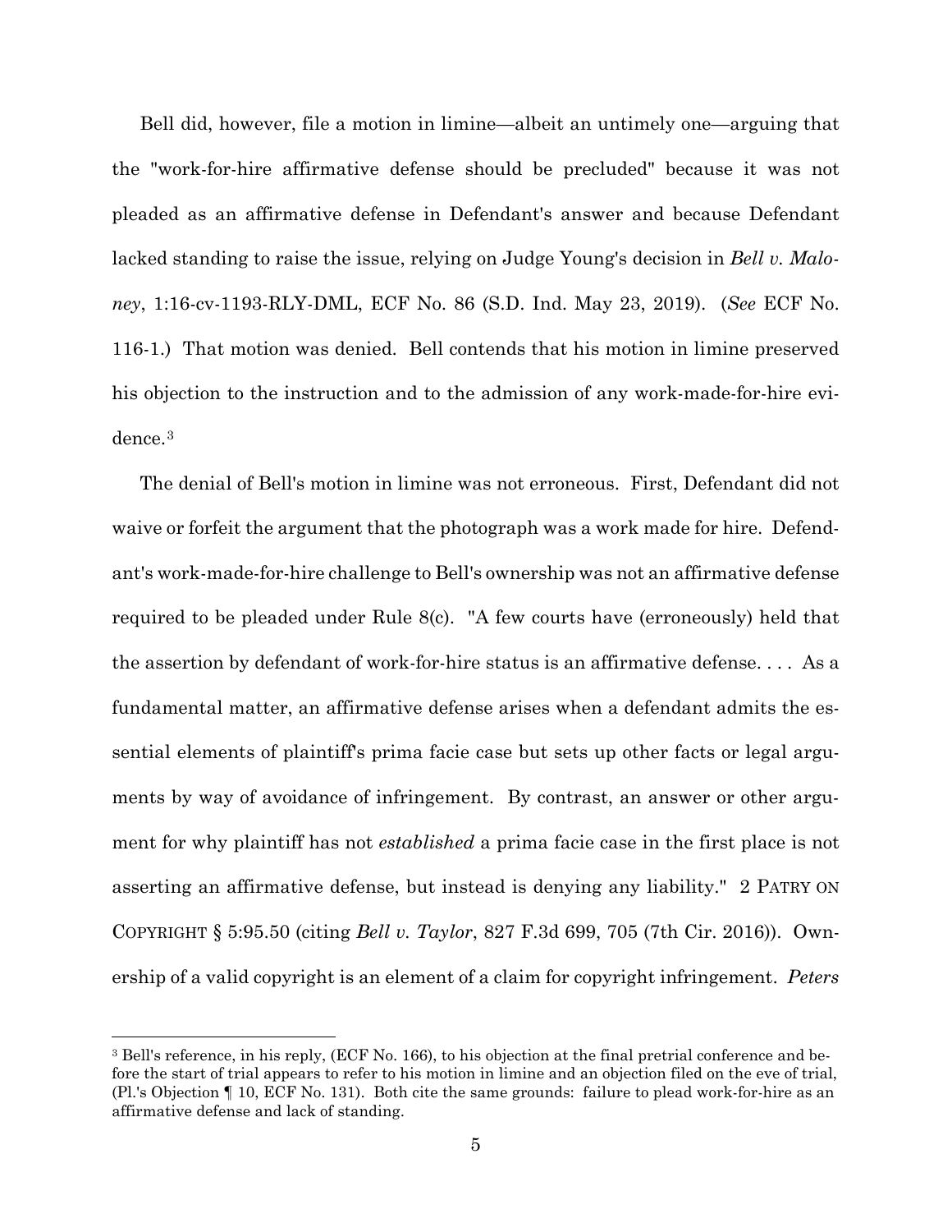Bell did, however, file a motion in limine—albeit an untimely one—arguing that the "work-for-hire affirmative defense should be precluded" because it was not pleaded as an affirmative defense in Defendant's answer and because Defendant lacked standing to raise the issue, relying on Judge Young's decision in *Bell v. Maloney*, 1:16-cv-1193-RLY-DML, ECF No. 86 (S.D. Ind. May 23, 2019). (*See* ECF No. 116-1.) That motion was denied. Bell contends that his motion in limine preserved his objection to the instruction and to the admission of any work-made-for-hire evidence.[3]

The denial of Bell's motion in limine was not erroneous. First, Defendant did not waive or forfeit the argument that the photograph was a work made for hire. Defendant's work-made-for-hire challenge to Bell's ownership was not an affirmative defense required to be pleaded under Rule 8(c). "A few courts have (erroneously) held that the assertion by defendant of work-for-hire status is an affirmative defense. . . . As a fundamental matter, an affirmative defense arises when a defendant admits the essential elements of plaintiff's prima facie case but sets up other facts or legal arguments by way of avoidance of infringement. By contrast, an answer or other argument for why plaintiff has not *established* a prima facie case in the first place is not asserting an affirmative defense, but instead is denying any liability." 2 PATRY ON COPYRIGHT § 5:95.50 (citing *Bell v. Taylor*, 827 F.3d 699, 705 (7th Cir. 2016)). Ownership of a valid copyright is an element of a claim for copyright infringement. *Peters*

---

[3] Bell's reference, in his reply, (ECF No. 166), to his objection at the final pretrial conference and before the start of trial appears to refer to his motion in limine and an objection filed on the eve of trial, (Pl.'s Objection ¶ 10, ECF No. 131). Both cite the same grounds: failure to plead work-for-hire as an affirmative defense and lack of standing.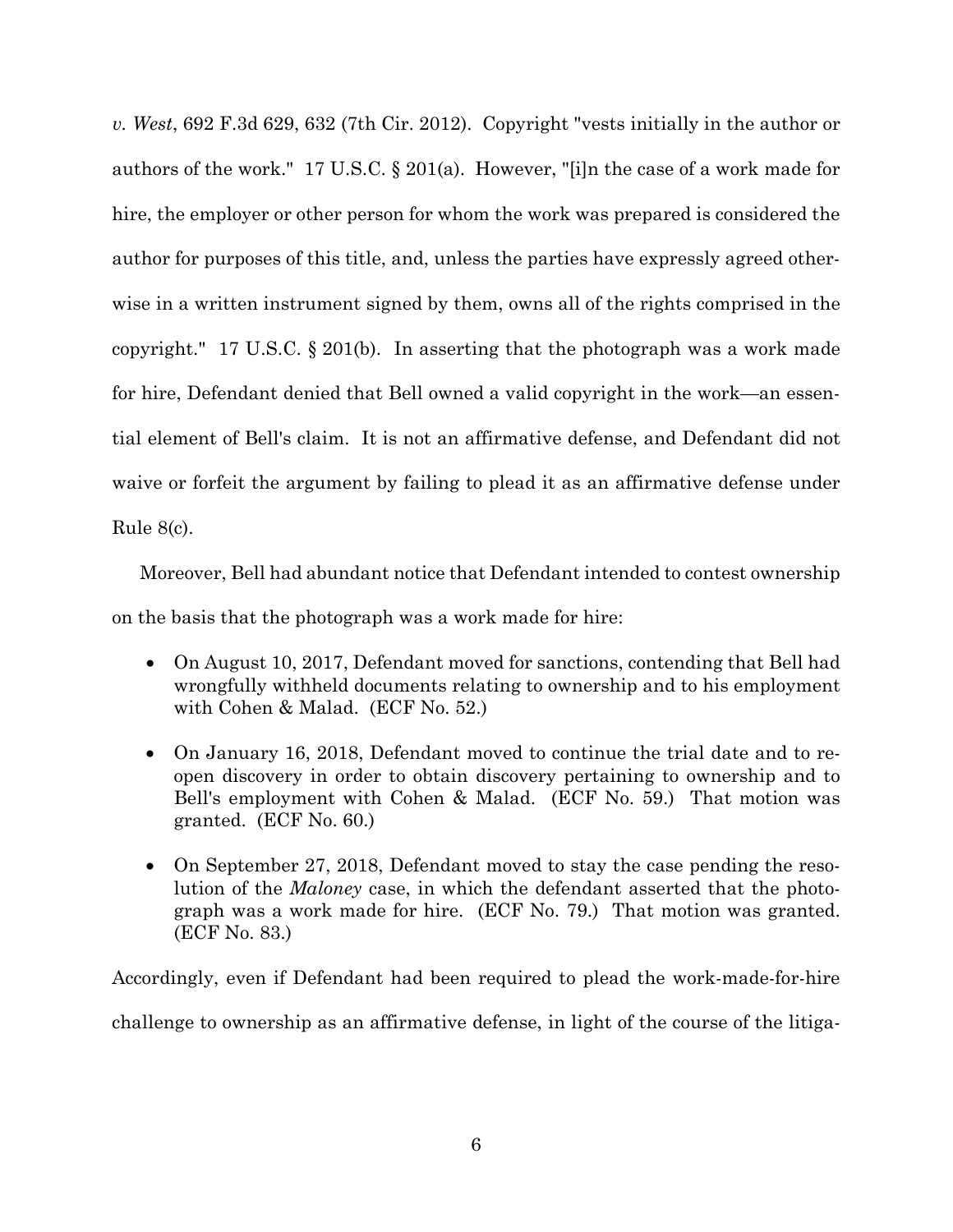*v. West*, 692 F.3d 629, 632 (7th Cir. 2012). Copyright "vests initially in the author or authors of the work." 17 U.S.C. § 201(a). However, "[i]n the case of a work made for hire, the employer or other person for whom the work was prepared is considered the author for purposes of this title, and, unless the parties have expressly agreed otherwise in a written instrument signed by them, owns all of the rights comprised in the copyright." 17 U.S.C. § 201(b). In asserting that the photograph was a work made for hire, Defendant denied that Bell owned a valid copyright in the work—an essential element of Bell's claim. It is not an affirmative defense, and Defendant did not waive or forfeit the argument by failing to plead it as an affirmative defense under Rule 8(c).

Moreover, Bell had abundant notice that Defendant intended to contest ownership on the basis that the photograph was a work made for hire:

- On August 10, 2017, Defendant moved for sanctions, contending that Bell had wrongfully withheld documents relating to ownership and to his employment with Cohen & Malad. (ECF No. 52.)
- On January 16, 2018, Defendant moved to continue the trial date and to reopen discovery in order to obtain discovery pertaining to ownership and to Bell's employment with Cohen & Malad. (ECF No. 59.) That motion was granted. (ECF No. 60.)
- On September 27, 2018, Defendant moved to stay the case pending the resolution of the *Maloney* case, in which the defendant asserted that the photograph was a work made for hire. (ECF No. 79.) That motion was granted. (ECF No. 83.)

Accordingly, even if Defendant had been required to plead the work-made-for-hire challenge to ownership as an affirmative defense, in light of the course of the litiga-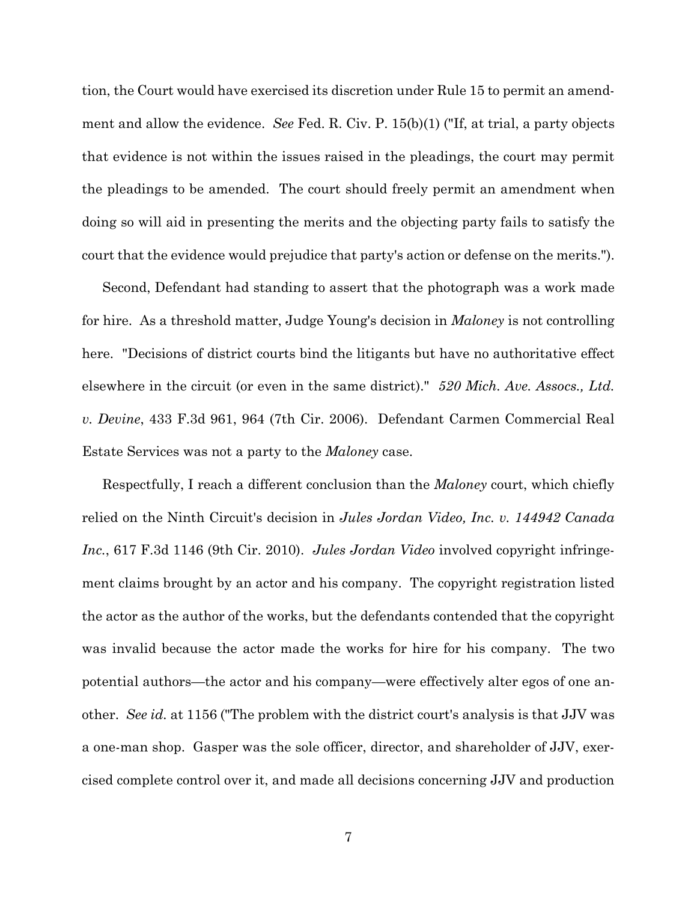tion, the Court would have exercised its discretion under Rule 15 to permit an amendment and allow the evidence. *See* Fed. R. Civ. P. 15(b)(1) ("If, at trial, a party objects that evidence is not within the issues raised in the pleadings, the court may permit the pleadings to be amended. The court should freely permit an amendment when doing so will aid in presenting the merits and the objecting party fails to satisfy the court that the evidence would prejudice that party's action or defense on the merits.").

Second, Defendant had standing to assert that the photograph was a work made for hire. As a threshold matter, Judge Young's decision in *Maloney* is not controlling here. "Decisions of district courts bind the litigants but have no authoritative effect elsewhere in the circuit (or even in the same district)." *520 Mich. Ave. Assocs., Ltd. v. Devine*, 433 F.3d 961, 964 (7th Cir. 2006). Defendant Carmen Commercial Real Estate Services was not a party to the *Maloney* case.

Respectfully, I reach a different conclusion than the *Maloney* court, which chiefly relied on the Ninth Circuit's decision in *Jules Jordan Video, Inc. v. 144942 Canada Inc.*, 617 F.3d 1146 (9th Cir. 2010). *Jules Jordan Video* involved copyright infringement claims brought by an actor and his company. The copyright registration listed the actor as the author of the works, but the defendants contended that the copyright was invalid because the actor made the works for hire for his company. The two potential authors—the actor and his company—were effectively alter egos of one another. *See id.* at 1156 ("The problem with the district court's analysis is that JJV was a one-man shop. Gasper was the sole officer, director, and shareholder of JJV, exercised complete control over it, and made all decisions concerning JJV and production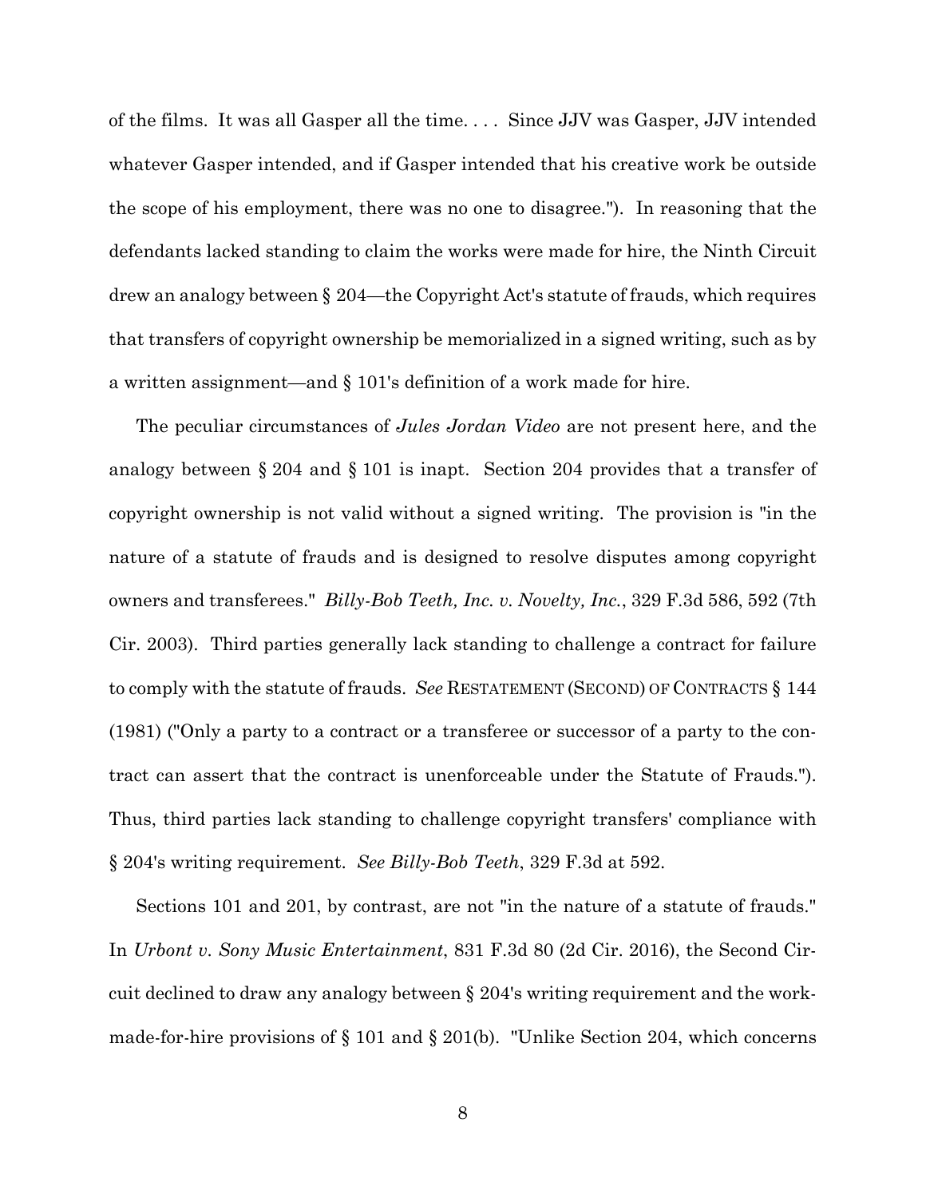of the films. It was all Gasper all the time. . . . Since JJV was Gasper, JJV intended whatever Gasper intended, and if Gasper intended that his creative work be outside the scope of his employment, there was no one to disagree."). In reasoning that the defendants lacked standing to claim the works were made for hire, the Ninth Circuit drew an analogy between § 204—the Copyright Act's statute of frauds, which requires that transfers of copyright ownership be memorialized in a signed writing, such as by a written assignment—and § 101's definition of a work made for hire.

The peculiar circumstances of *Jules Jordan Video* are not present here, and the analogy between § 204 and § 101 is inapt. Section 204 provides that a transfer of copyright ownership is not valid without a signed writing. The provision is "in the nature of a statute of frauds and is designed to resolve disputes among copyright owners and transferees." *Billy-Bob Teeth, Inc. v. Novelty, Inc.*, 329 F.3d 586, 592 (7th Cir. 2003). Third parties generally lack standing to challenge a contract for failure to comply with the statute of frauds. *See* RESTATEMENT (SECOND) OF CONTRACTS § 144 (1981) ("Only a party to a contract or a transferee or successor of a party to the contract can assert that the contract is unenforceable under the Statute of Frauds."). Thus, third parties lack standing to challenge copyright transfers' compliance with § 204's writing requirement. *See Billy-Bob Teeth*, 329 F.3d at 592.

Sections 101 and 201, by contrast, are not "in the nature of a statute of frauds." In *Urbont v. Sony Music Entertainment*, 831 F.3d 80 (2d Cir. 2016), the Second Circuit declined to draw any analogy between § 204's writing requirement and the work-made-for-hire provisions of § 101 and § 201(b). "Unlike Section 204, which concerns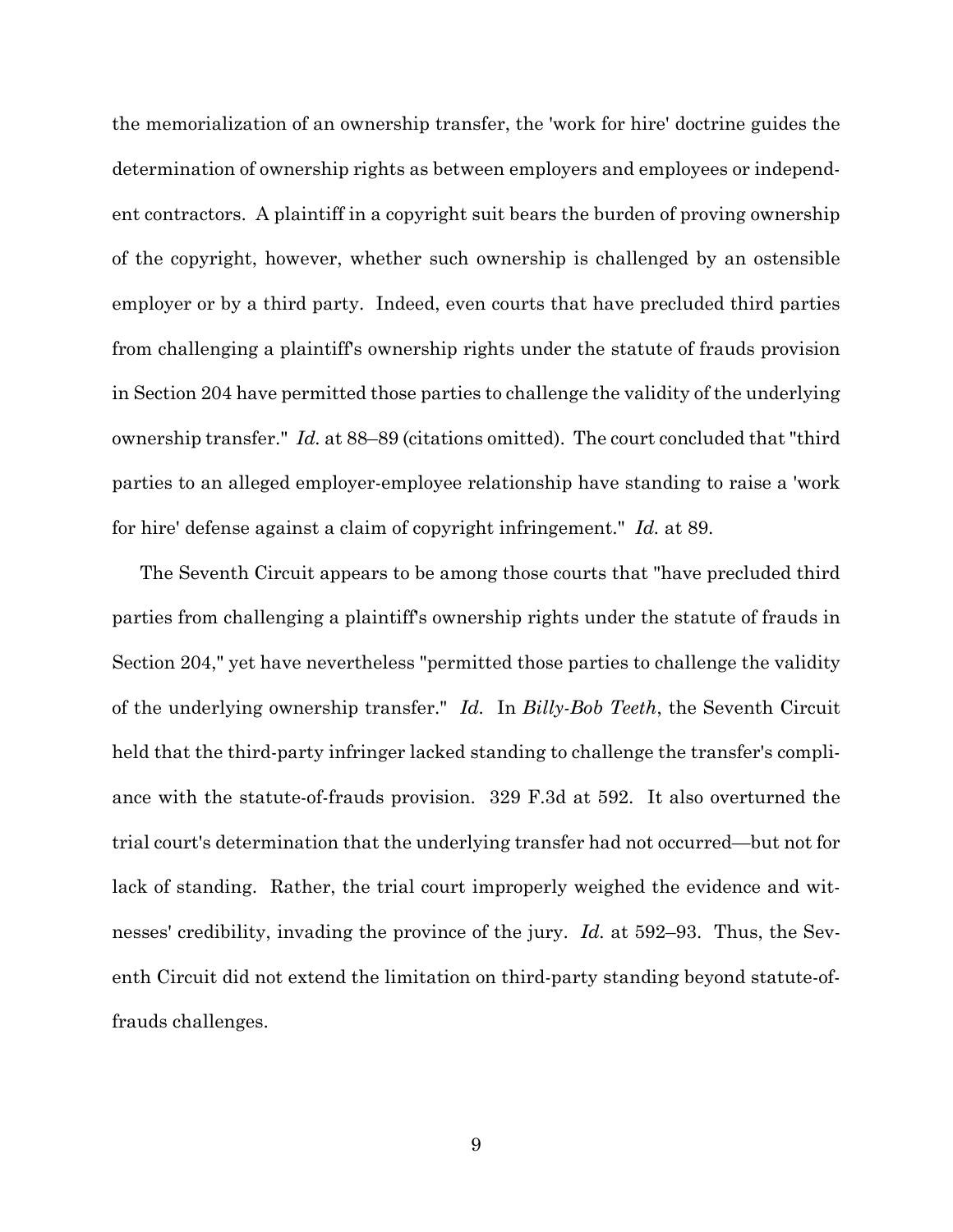the memorialization of an ownership transfer, the 'work for hire' doctrine guides the determination of ownership rights as between employers and employees or independent contractors. A plaintiff in a copyright suit bears the burden of proving ownership of the copyright, however, whether such ownership is challenged by an ostensible employer or by a third party. Indeed, even courts that have precluded third parties from challenging a plaintiff's ownership rights under the statute of frauds provision in Section 204 have permitted those parties to challenge the validity of the underlying ownership transfer." *Id.* at 88–89 (citations omitted). The court concluded that "third parties to an alleged employer-employee relationship have standing to raise a 'work for hire' defense against a claim of copyright infringement." *Id.* at 89.

The Seventh Circuit appears to be among those courts that "have precluded third parties from challenging a plaintiff's ownership rights under the statute of frauds in Section 204," yet have nevertheless "permitted those parties to challenge the validity of the underlying ownership transfer." *Id.* In *Billy-Bob Teeth*, the Seventh Circuit held that the third-party infringer lacked standing to challenge the transfer's compliance with the statute-of-frauds provision. 329 F.3d at 592. It also overturned the trial court's determination that the underlying transfer had not occurred—but not for lack of standing. Rather, the trial court improperly weighed the evidence and witnesses' credibility, invading the province of the jury. *Id.* at 592–93. Thus, the Seventh Circuit did not extend the limitation on third-party standing beyond statute-of-frauds challenges.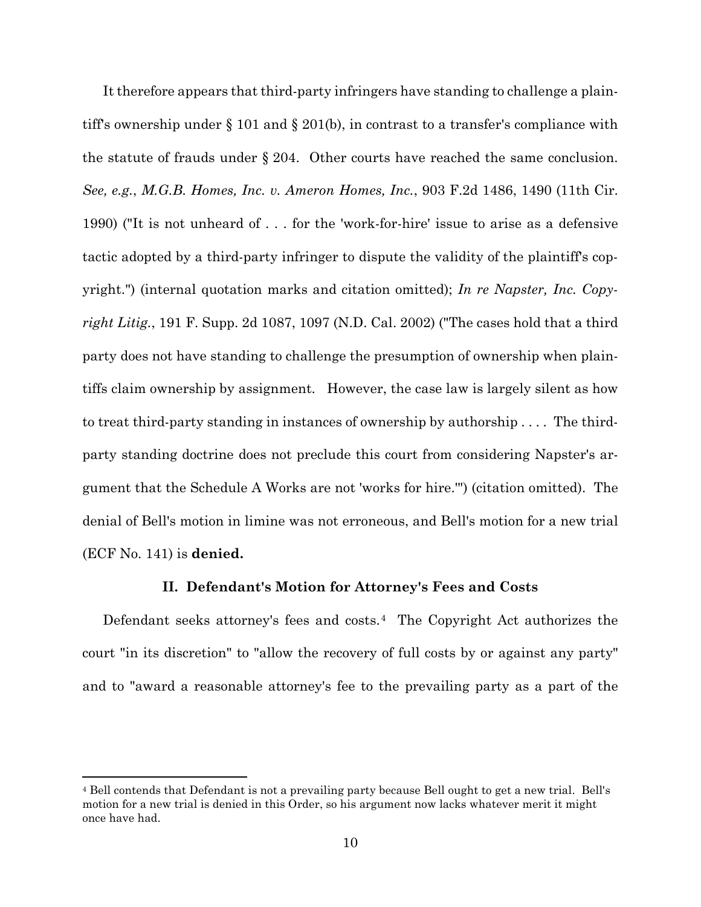It therefore appears that third-party infringers have standing to challenge a plaintiff's ownership under § 101 and § 201(b), in contrast to a transfer's compliance with the statute of frauds under § 204. Other courts have reached the same conclusion. *See, e.g.*, *M.G.B. Homes, Inc. v. Ameron Homes, Inc.*, 903 F.2d 1486, 1490 (11th Cir. 1990) ("It is not unheard of . . . for the 'work-for-hire' issue to arise as a defensive tactic adopted by a third-party infringer to dispute the validity of the plaintiff's copyright.") (internal quotation marks and citation omitted); *In re Napster, Inc. Copyright Litig.*, 191 F. Supp. 2d 1087, 1097 (N.D. Cal. 2002) ("The cases hold that a third party does not have standing to challenge the presumption of ownership when plaintiffs claim ownership by assignment. However, the case law is largely silent as how to treat third-party standing in instances of ownership by authorship . . . . The third-party standing doctrine does not preclude this court from considering Napster's argument that the Schedule A Works are not 'works for hire.'") (citation omitted). The denial of Bell's motion in limine was not erroneous, and Bell's motion for a new trial (ECF No. 141) is **denied.**

## II. Defendant's Motion for Attorney's Fees and Costs

Defendant seeks attorney's fees and costs.[4] The Copyright Act authorizes the court "in its discretion" to "allow the recovery of full costs by or against any party" and to "award a reasonable attorney's fee to the prevailing party as a part of the

---

[4] Bell contends that Defendant is not a prevailing party because Bell ought to get a new trial. Bell's motion for a new trial is denied in this Order, so his argument now lacks whatever merit it might once have had.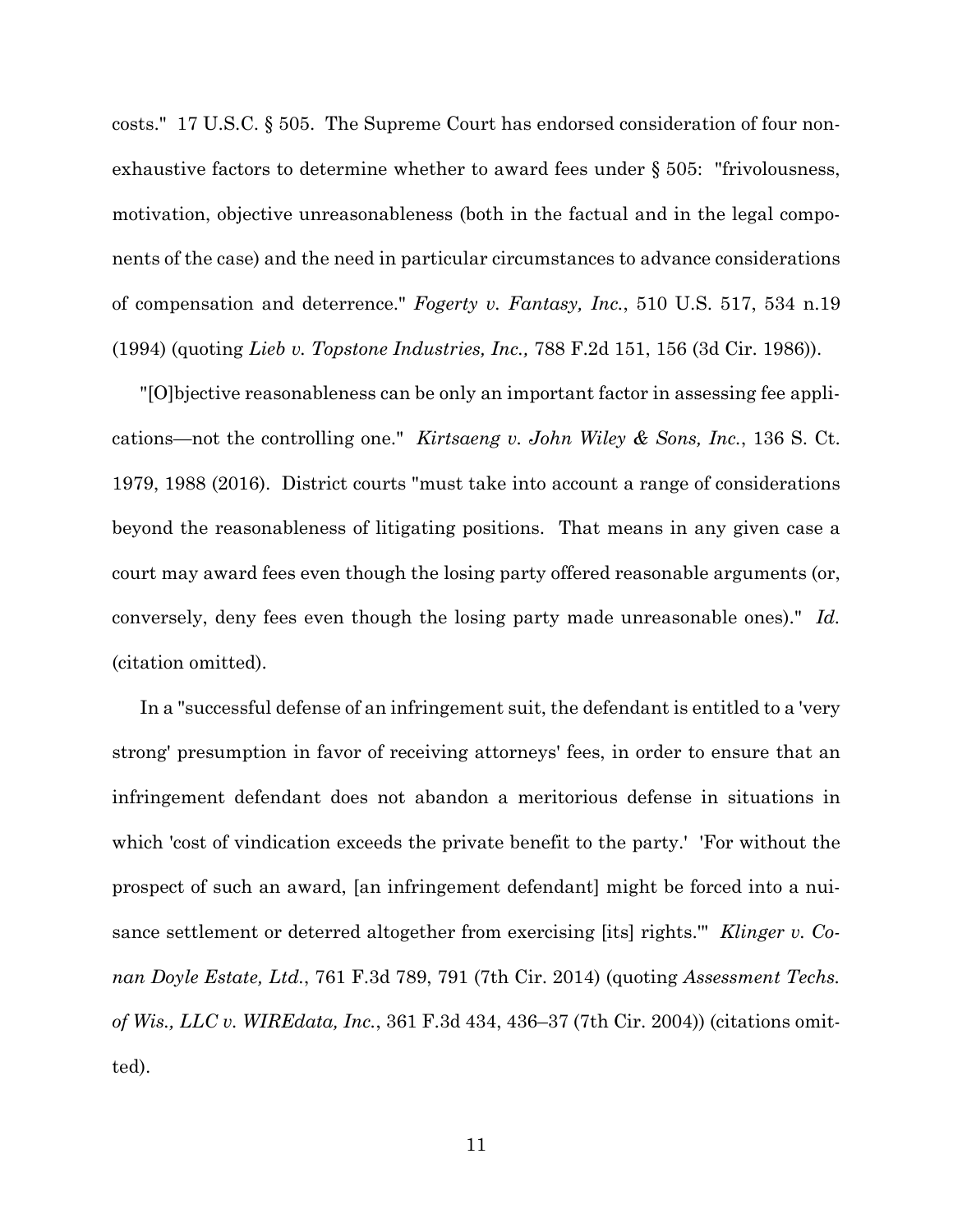costs." 17 U.S.C. § 505. The Supreme Court has endorsed consideration of four non-exhaustive factors to determine whether to award fees under § 505: "frivolousness, motivation, objective unreasonableness (both in the factual and in the legal components of the case) and the need in particular circumstances to advance considerations of compensation and deterrence." *Fogerty v. Fantasy, Inc.*, 510 U.S. 517, 534 n.19 (1994) (quoting *Lieb v. Topstone Industries, Inc.,* 788 F.2d 151, 156 (3d Cir. 1986)).

"[O]bjective reasonableness can be only an important factor in assessing fee applications—not the controlling one." *Kirtsaeng v. John Wiley & Sons, Inc.*, 136 S. Ct. 1979, 1988 (2016). District courts "must take into account a range of considerations beyond the reasonableness of litigating positions. That means in any given case a court may award fees even though the losing party offered reasonable arguments (or, conversely, deny fees even though the losing party made unreasonable ones)." *Id.* (citation omitted).

In a "successful defense of an infringement suit, the defendant is entitled to a 'very strong' presumption in favor of receiving attorneys' fees, in order to ensure that an infringement defendant does not abandon a meritorious defense in situations in which 'cost of vindication exceeds the private benefit to the party.' 'For without the prospect of such an award, [an infringement defendant] might be forced into a nuisance settlement or deterred altogether from exercising [its] rights.'" *Klinger v. Conan Doyle Estate, Ltd.*, 761 F.3d 789, 791 (7th Cir. 2014) (quoting *Assessment Techs. of Wis., LLC v. WIREdata, Inc.*, 361 F.3d 434, 436–37 (7th Cir. 2004)) (citations omitted).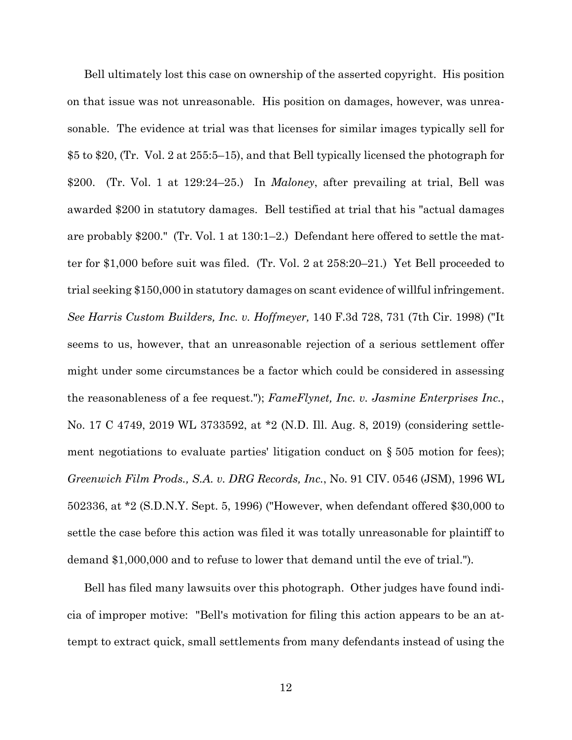Bell ultimately lost this case on ownership of the asserted copyright. His position on that issue was not unreasonable. His position on damages, however, was unreasonable. The evidence at trial was that licenses for similar images typically sell for \$5 to \$20, (Tr. Vol. 2 at 255:5–15), and that Bell typically licensed the photograph for \$200. (Tr. Vol. 1 at 129:24–25.) In *Maloney*, after prevailing at trial, Bell was awarded \$200 in statutory damages. Bell testified at trial that his "actual damages are probably \$200." (Tr. Vol. 1 at 130:1–2.) Defendant here offered to settle the matter for \$1,000 before suit was filed. (Tr. Vol. 2 at 258:20–21.) Yet Bell proceeded to trial seeking \$150,000 in statutory damages on scant evidence of willful infringement. *See Harris Custom Builders, Inc. v. Hoffmeyer,* 140 F.3d 728, 731 (7th Cir. 1998) ("It seems to us, however, that an unreasonable rejection of a serious settlement offer might under some circumstances be a factor which could be considered in assessing the reasonableness of a fee request."); *FameFlynet, Inc. v. Jasmine Enterprises Inc.*, No. 17 C 4749, 2019 WL 3733592, at *2 (N.D. Ill. Aug. 8, 2019) (considering settlement negotiations to evaluate parties' litigation conduct on § 505 motion for fees); *Greenwich Film Prods., S.A. v. DRG Records, Inc.*, No. 91 CIV. 0546 (JSM), 1996 WL 502336, at *2 (S.D.N.Y. Sept. 5, 1996) ("However, when defendant offered \$30,000 to settle the case before this action was filed it was totally unreasonable for plaintiff to demand \$1,000,000 and to refuse to lower that demand until the eve of trial.").

Bell has filed many lawsuits over this photograph. Other judges have found indicia of improper motive: "Bell's motivation for filing this action appears to be an attempt to extract quick, small settlements from many defendants instead of using the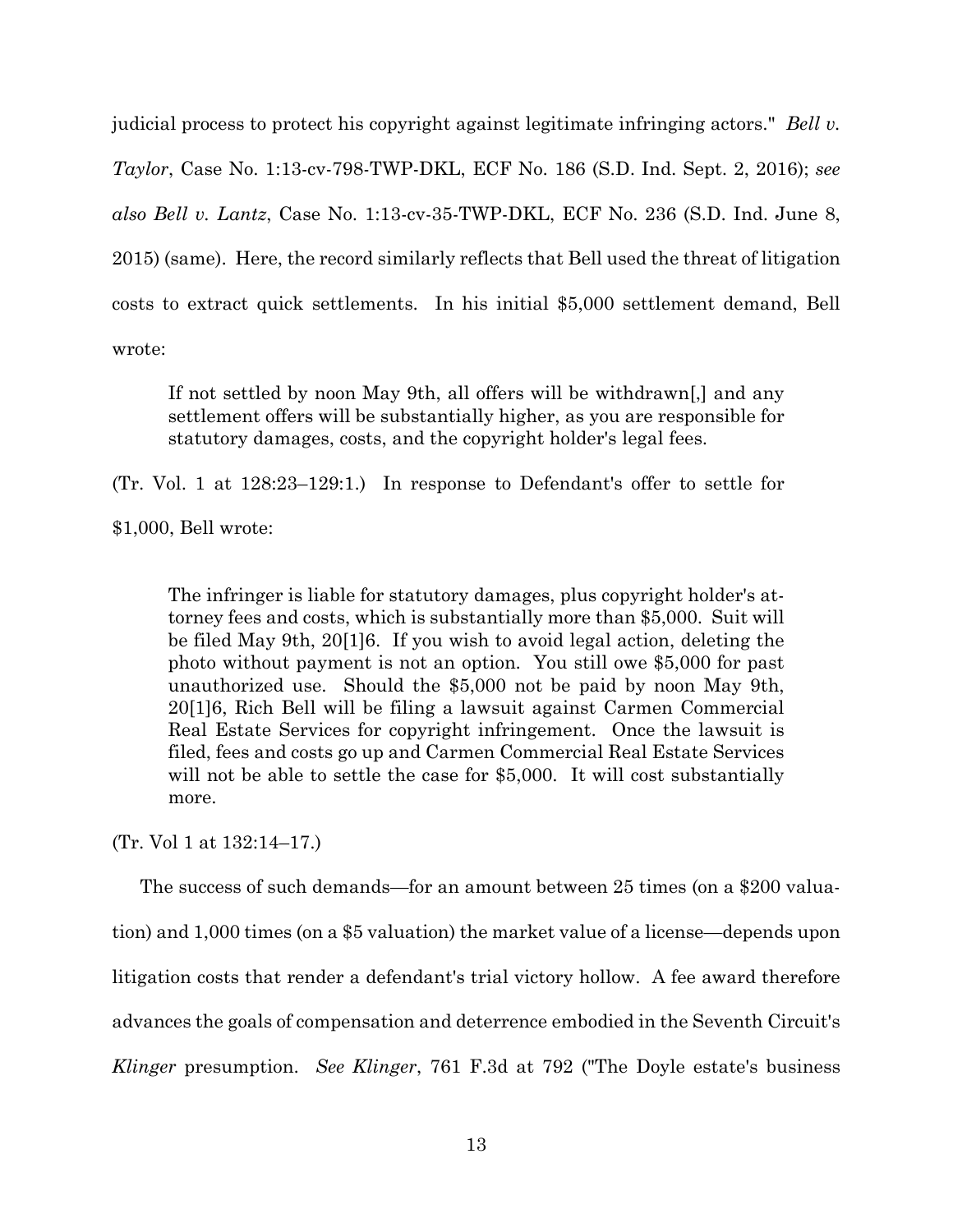judicial process to protect his copyright against legitimate infringing actors." *Bell v. Taylor*, Case No. 1:13-cv-798-TWP-DKL, ECF No. 186 (S.D. Ind. Sept. 2, 2016); *see also Bell v. Lantz*, Case No. 1:13-cv-35-TWP-DKL, ECF No. 236 (S.D. Ind. June 8, 2015) (same). Here, the record similarly reflects that Bell used the threat of litigation costs to extract quick settlements. In his initial $5,000 settlement demand, Bell wrote:

> If not settled by noon May 9th, all offers will be withdrawn[,] and any settlement offers will be substantially higher, as you are responsible for statutory damages, costs, and the copyright holder's legal fees.

(Tr. Vol. 1 at 128:23–129:1.) In response to Defendant's offer to settle for $1,000, Bell wrote:

> The infringer is liable for statutory damages, plus copyright holder's attorney fees and costs, which is substantially more than $5,000. Suit will be filed May 9th, 20[1]6. If you wish to avoid legal action, deleting the photo without payment is not an option. You still owe $5,000 for past unauthorized use. Should the $5,000 not be paid by noon May 9th, 20[1]6, Rich Bell will be filing a lawsuit against Carmen Commercial Real Estate Services for copyright infringement. Once the lawsuit is filed, fees and costs go up and Carmen Commercial Real Estate Services will not be able to settle the case for $5,000. It will cost substantially more.

(Tr. Vol 1 at 132:14–17.)

The success of such demands—for an amount between 25 times (on a $200 valuation) and 1,000 times (on a $5 valuation) the market value of a license—depends upon litigation costs that render a defendant's trial victory hollow. A fee award therefore advances the goals of compensation and deterrence embodied in the Seventh Circuit's *Klinger* presumption. *See Klinger*, 761 F.3d at 792 ("The Doyle estate's business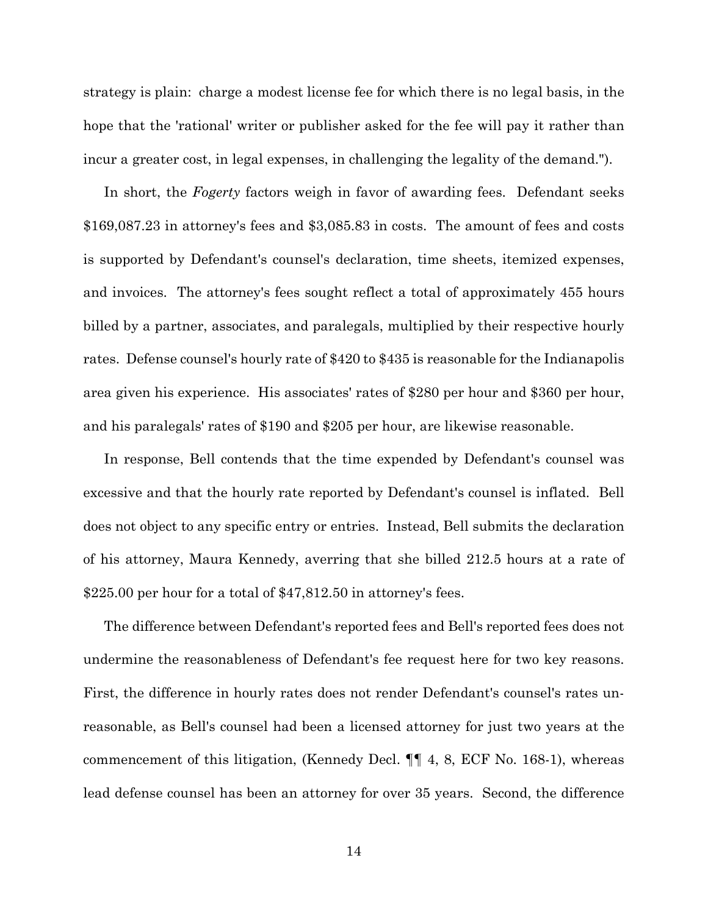strategy is plain: charge a modest license fee for which there is no legal basis, in the hope that the 'rational' writer or publisher asked for the fee will pay it rather than incur a greater cost, in legal expenses, in challenging the legality of the demand.").

In short, the *Fogerty* factors weigh in favor of awarding fees. Defendant seeks $169,087.23 in attorney's fees and $3,085.83 in costs. The amount of fees and costs is supported by Defendant's counsel's declaration, time sheets, itemized expenses, and invoices. The attorney's fees sought reflect a total of approximately 455 hours billed by a partner, associates, and paralegals, multiplied by their respective hourly rates. Defense counsel's hourly rate of $420 to $435 is reasonable for the Indianapolis area given his experience. His associates' rates of $280 per hour and $360 per hour, and his paralegals' rates of $190 and $205 per hour, are likewise reasonable.

In response, Bell contends that the time expended by Defendant's counsel was excessive and that the hourly rate reported by Defendant's counsel is inflated. Bell does not object to any specific entry or entries. Instead, Bell submits the declaration of his attorney, Maura Kennedy, averring that she billed 212.5 hours at a rate of $225.00 per hour for a total of $47,812.50 in attorney's fees.

The difference between Defendant's reported fees and Bell's reported fees does not undermine the reasonableness of Defendant's fee request here for two key reasons. First, the difference in hourly rates does not render Defendant's counsel's rates unreasonable, as Bell's counsel had been a licensed attorney for just two years at the commencement of this litigation, (Kennedy Decl. ¶¶ 4, 8, ECF No. 168-1), whereas lead defense counsel has been an attorney for over 35 years. Second, the difference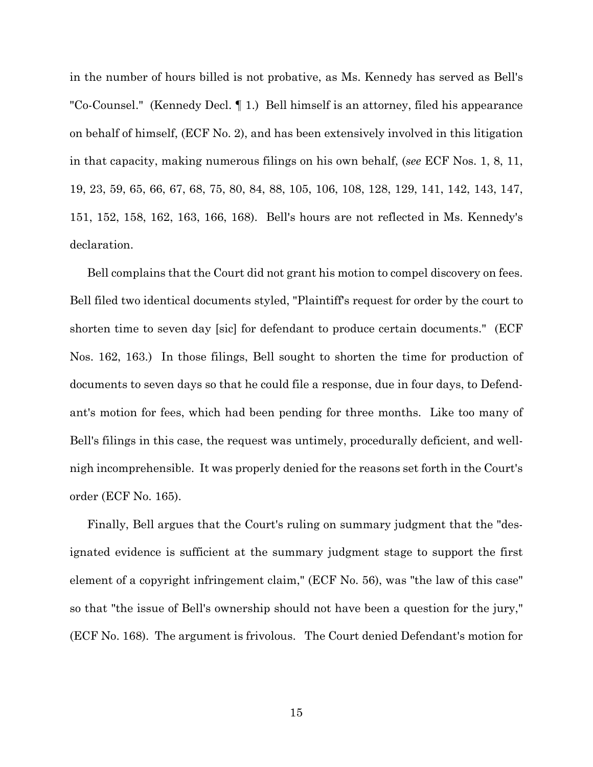in the number of hours billed is not probative, as Ms. Kennedy has served as Bell's "Co-Counsel." (Kennedy Decl. ¶ 1.) Bell himself is an attorney, filed his appearance on behalf of himself, (ECF No. 2), and has been extensively involved in this litigation in that capacity, making numerous filings on his own behalf, (*see* ECF Nos. 1, 8, 11, 19, 23, 59, 65, 66, 67, 68, 75, 80, 84, 88, 105, 106, 108, 128, 129, 141, 142, 143, 147, 151, 152, 158, 162, 163, 166, 168). Bell's hours are not reflected in Ms. Kennedy's declaration.

Bell complains that the Court did not grant his motion to compel discovery on fees. Bell filed two identical documents styled, "Plaintiff's request for order by the court to shorten time to seven day [sic] for defendant to produce certain documents." (ECF Nos. 162, 163.) In those filings, Bell sought to shorten the time for production of documents to seven days so that he could file a response, due in four days, to Defendant's motion for fees, which had been pending for three months. Like too many of Bell's filings in this case, the request was untimely, procedurally deficient, and well-nigh incomprehensible. It was properly denied for the reasons set forth in the Court's order (ECF No. 165).

Finally, Bell argues that the Court's ruling on summary judgment that the "designated evidence is sufficient at the summary judgment stage to support the first element of a copyright infringement claim," (ECF No. 56), was "the law of this case" so that "the issue of Bell's ownership should not have been a question for the jury," (ECF No. 168). The argument is frivolous. The Court denied Defendant's motion for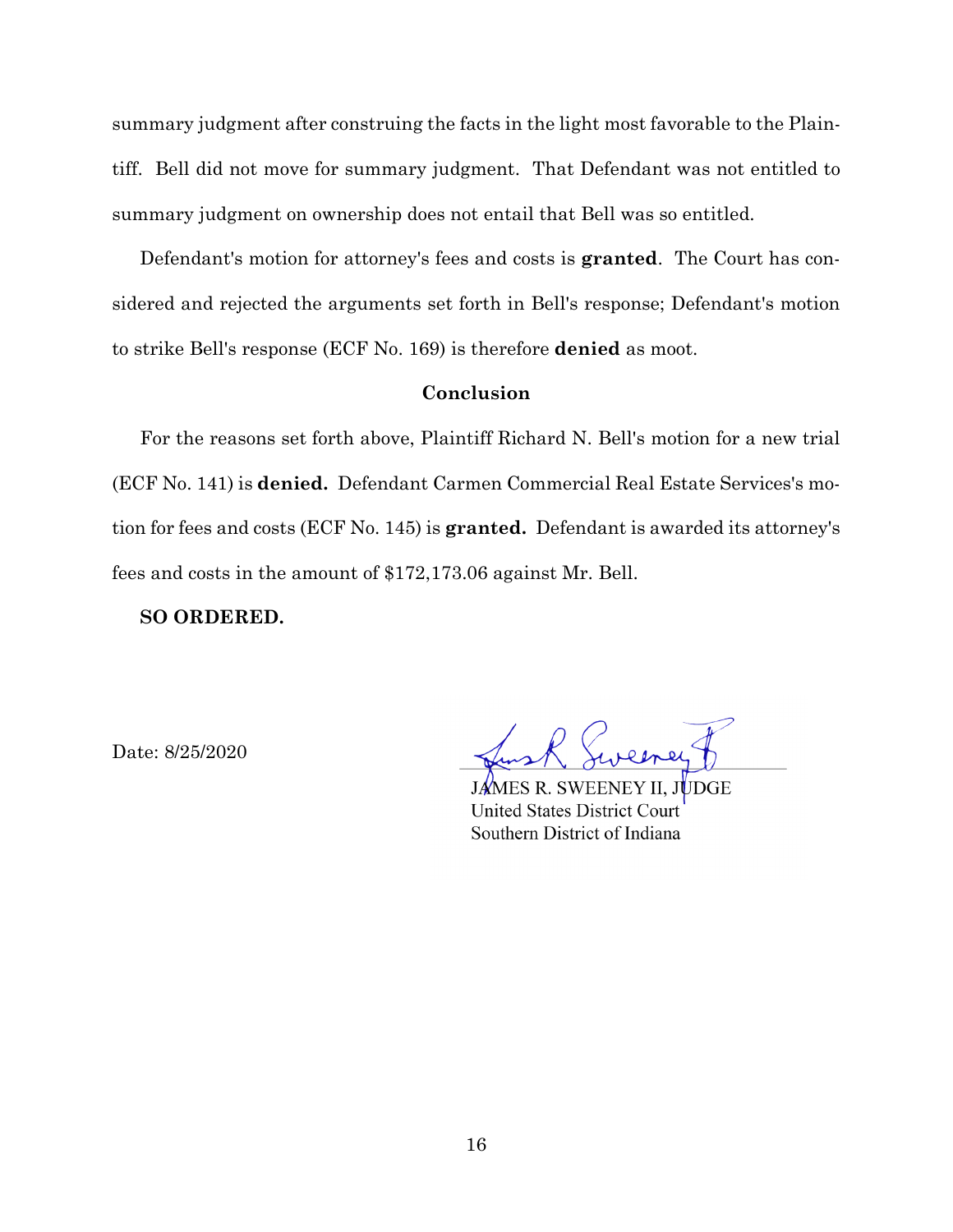summary judgment after construing the facts in the light most favorable to the Plaintiff. Bell did not move for summary judgment. That Defendant was not entitled to summary judgment on ownership does not entail that Bell was so entitled.

Defendant's motion for attorney's fees and costs is **granted**. The Court has considered and rejected the arguments set forth in Bell's response; Defendant's motion to strike Bell's response (ECF No. 169) is therefore **denied** as moot.

## Conclusion

For the reasons set forth above, Plaintiff Richard N. Bell's motion for a new trial (ECF No. 141) is **denied.** Defendant Carmen Commercial Real Estate Services's motion for fees and costs (ECF No. 145) is **granted.** Defendant is awarded its attorney's fees and costs in the amount of $172,173.06 against Mr. Bell.

**SO ORDERED.**

Date: 8/25/2020

JAMES R. SWEENEY II, JUDGE
United States District Court
Southern District of Indiana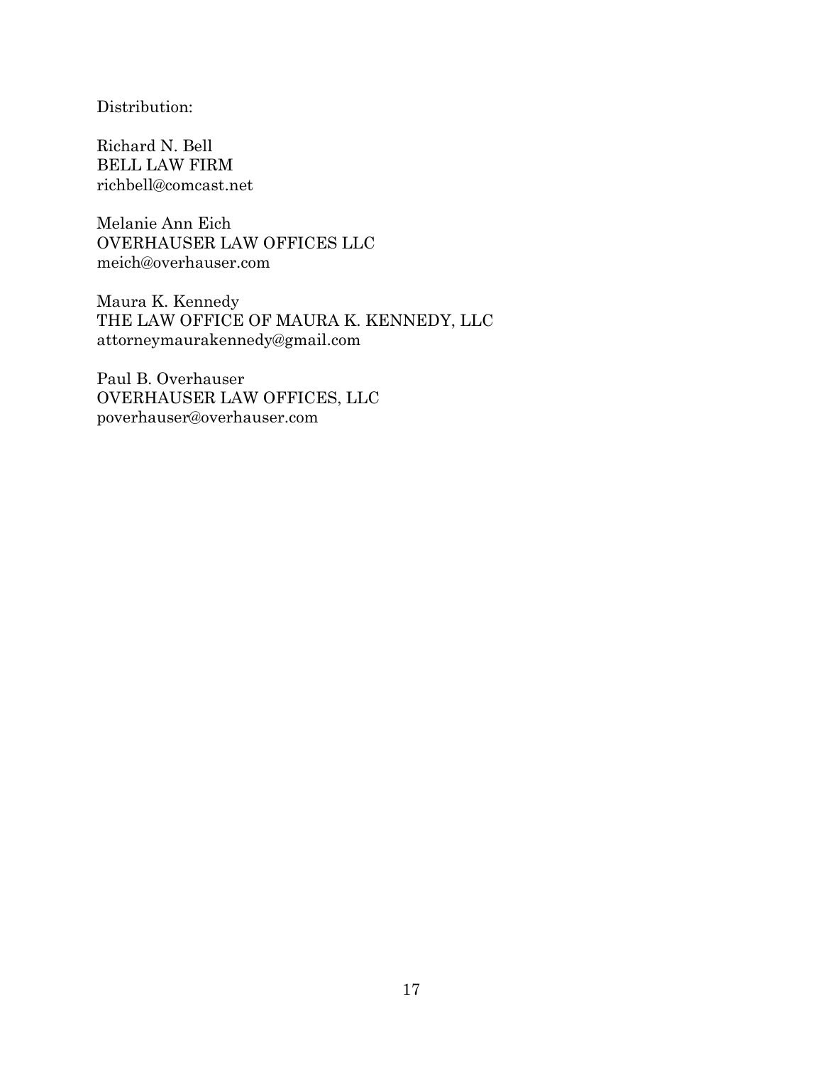Distribution:

Richard N. Bell
BELL LAW FIRM
richbell@comcast.net

Melanie Ann Eich
OVERHAUSER LAW OFFICES LLC
meich@overhauser.com

Maura K. Kennedy
THE LAW OFFICE OF MAURA K. KENNEDY, LLC
attorneymaurakennedy@gmail.com

Paul B. Overhauser
OVERHAUSER LAW OFFICES, LLC
poverhauser@overhauser.com